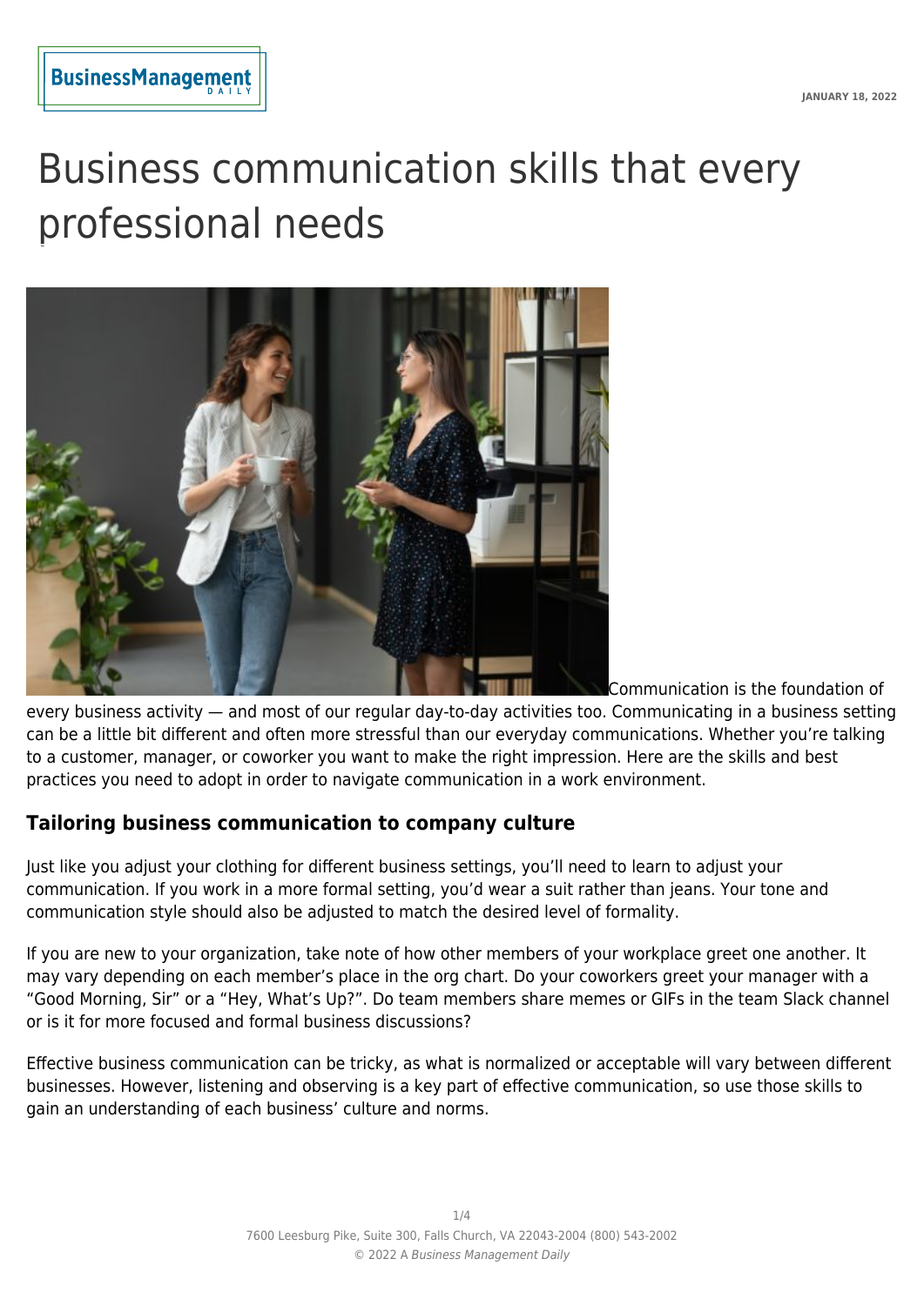# Business communication skills that every professional needs

Communication is the foundation of every business activity — and most of our regular day-to-day activities too. Communicating in a business setting can be a little bit different and often more stressful than our everyday communications. Whether you're talking to a customer, manager, or coworker you want to make the right impression. Here are the skills and best practices you need to adopt in order to navigate communication in a work environment.

## Tailoring business communication to company culture

Just like you adjust your clothing for different business settings, you'll need to learn to adjust your communication. If you work in a more formal setting, you'd wear a suit rather than jeans. Your tone and communication style should also be adjusted to match the desired level of formality.

If you are new to your organization, take note of how other members of your workplace greet one another. It may vary depending on each member's place in the org chart. Do your coworkers greet your manager with a "Good Morning, Sir" or a "Hey, What's Up?". Do team members share memes or GIFs in the team Slack channel or is it for more focused and formal business discussions?

Effective business communication can be tricky, as what is normalized or acceptable will vary between different businesses. However, listening and observing is a key part of effective communication, so use those skills to gain an understanding of each business' culture and norms.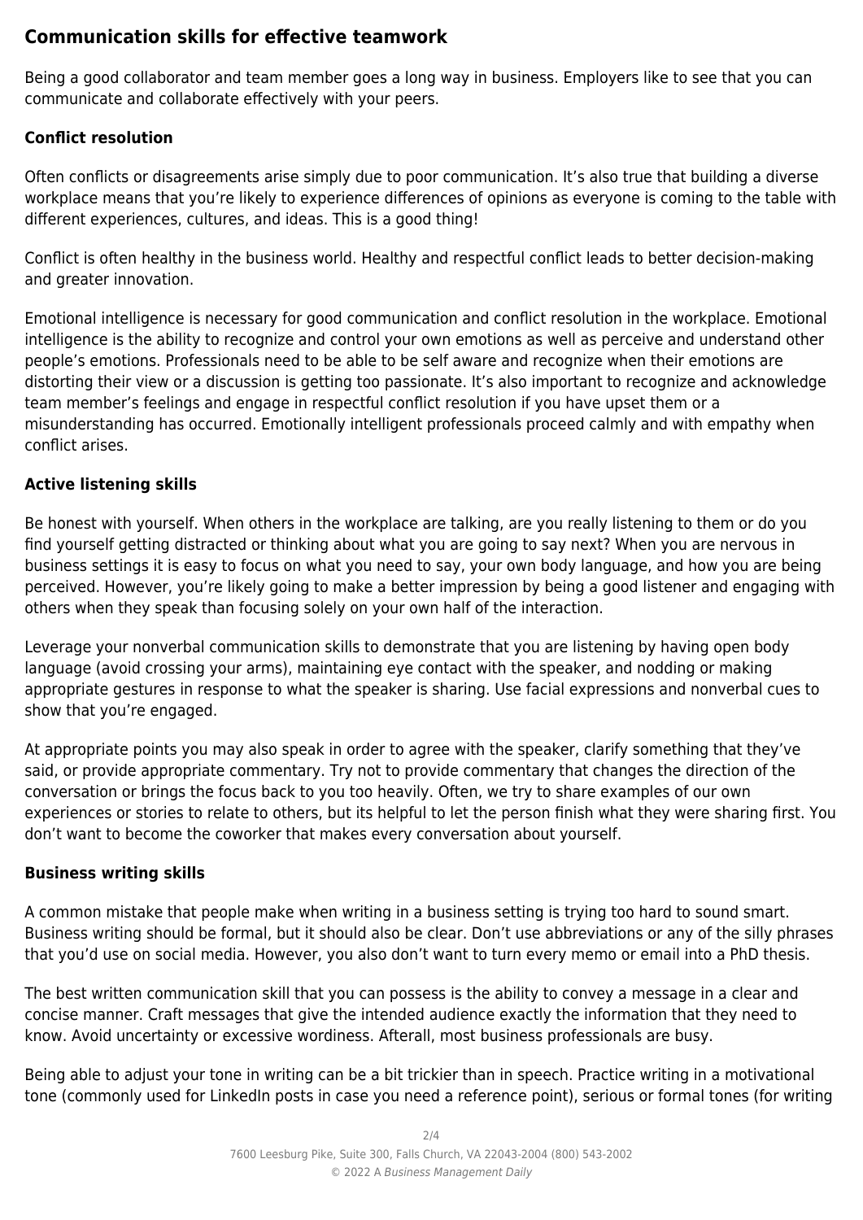## Communication skills for effective teamwork

Being a good collaborator and team member goes a long way in business. Employers like to see that you can communicate and collaborate effectively with your peers.

### Conflict resolution

Often conflicts or disagreements arise simply due to poor communication. It's also true that building a diverse workplace means that you're likely to experience differences of opinions as everyone is coming to the table with different experiences, cultures, and ideas. This is a good thing!

Conflict is often healthy in the business world. Healthy and respectful conflict leads to better decision-making and greater innovation.

Emotional intelligence is necessary for good communication and conflict resolution in the workplace. Emotional intelligence is the ability to recognize and control your own emotions as well as perceive and understand other people's emotions. Professionals need to be able to be self aware and recognize when their emotions are distorting their view or a discussion is getting too passionate. It's also important to recognize and acknowledge team member's feelings and engage in respectful conflict resolution if you have upset them or a misunderstanding has occurred. Emotionally intelligent professionals proceed calmly and with empathy when conflict arises.

### Active listening skills

Be honest with yourself. When others in the workplace are talking, are you really listening to them or do you find yourself getting distracted or thinking about what you are going to say next? When you are nervous in business settings it is easy to focus on what you need to say, your own body language, and how you are being perceived. However, you're likely going to make a better impression by being a good listener and engaging with others when they speak than focusing solely on your own half of the interaction.

Leverage your nonverbal communication skills to demonstrate that you are listening by having open body language (avoid crossing your arms), maintaining eye contact with the speaker, and nodding or making appropriate gestures in response to what the speaker is sharing. Use facial expressions and nonverbal cues to show that you're engaged.

At appropriate points you may also speak in order to agree with the speaker, clarify something that they've said, or provide appropriate commentary. Try not to provide commentary that changes the direction of the conversation or brings the focus back to you too heavily. Often, we try to share examples of our own experiences or stories to relate to others, but its helpful to let the person finish what they were sharing first. You don't want to become the coworker that makes every conversation about yourself.

### Business writing skills

A common mistake that people make when writing in a business setting is trying too hard to sound smart. Business writing should be formal, but it should also be clear. Don't use abbreviations or any of the silly phrases that you'd use on social media. However, you also don't want to turn every memo or email into a PhD thesis.

The best written communication skill that you can possess is the ability to convey a message in a clear and concise manner. Craft messages that give the intended audience exactly the information that they need to know. Avoid uncertainty or excessive wordiness. Afterall, most business professionals are busy.

Being able to adjust your tone in writing can be a bit trickier than in speech. Practice writing in a motivational tone (commonly used for LinkedIn posts in case you need a reference point), serious or formal tones (for writing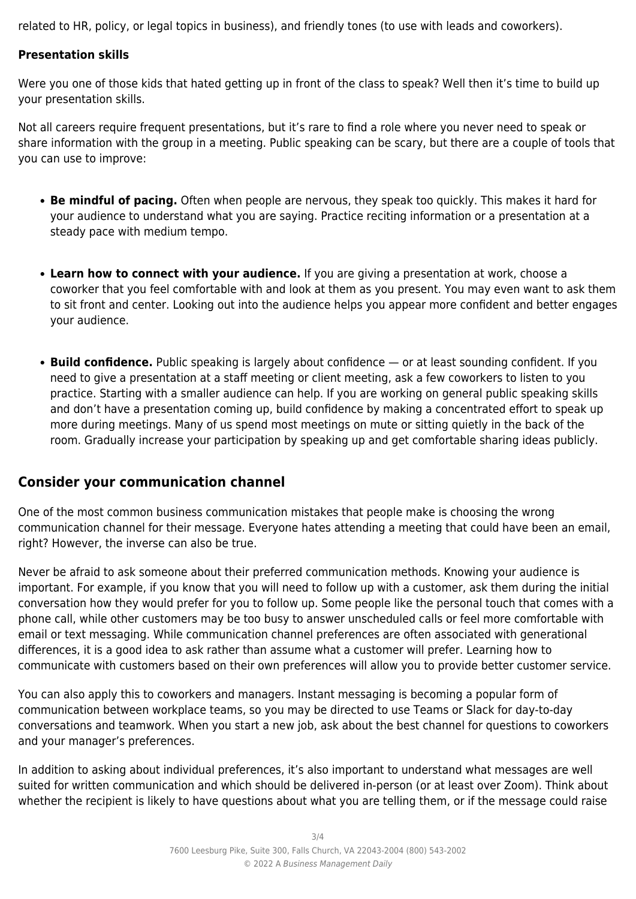related to HR, policy, or legal topics in business), and friendly tones (to use with leads and coworkers).

**Presentation skills**

Were you one of those kids that hated getting up in front of the class to speak? Well then it's time to build up your presentation skills.

Not all careers require frequent presentations, but it's rare to find a role where you never need to speak or share information with the group in a meeting. Public speaking can be scary, but there are a couple of tools that you can use to improve:

- **Be mindful of pacing.** Often when people are nervous, they speak too quickly. This makes it hard for your audience to understand what you are saying. Practice reciting information or a presentation at a steady pace with medium tempo.
- **Learn how to connect with your audience.** If you are giving a presentation at work, choose a coworker that you feel comfortable with and look at them as you present. You may even want to ask them to sit front and center. Looking out into the audience helps you appear more confident and better engages your audience.
- **Build confidence.** Public speaking is largely about confidence — or at least sounding confident. If you need to give a presentation at a staff meeting or client meeting, ask a few coworkers to listen to you practice. Starting with a smaller audience can help. If you are working on general public speaking skills and don't have a presentation coming up, build confidence by making a concentrated effort to speak up more during meetings. Many of us spend most meetings on mute or sitting quietly in the back of the room. Gradually increase your participation by speaking up and get comfortable sharing ideas publicly.

## Consider your communication channel

One of the most common business communication mistakes that people make is choosing the wrong communication channel for their message. Everyone hates attending a meeting that could have been an email, right? However, the inverse can also be true.

Never be afraid to ask someone about their preferred communication methods. Knowing your audience is important. For example, if you know that you will need to follow up with a customer, ask them during the initial conversation how they would prefer for you to follow up. Some people like the personal touch that comes with a phone call, while other customers may be too busy to answer unscheduled calls or feel more comfortable with email or text messaging. While communication channel preferences are often associated with generational differences, it is a good idea to ask rather than assume what a customer will prefer. Learning how to communicate with customers based on their own preferences will allow you to provide better customer service.

You can also apply this to coworkers and managers. Instant messaging is becoming a popular form of communication between workplace teams, so you may be directed to use Teams or Slack for day-to-day conversations and teamwork. When you start a new job, ask about the best channel for questions to coworkers and your manager's preferences.

In addition to asking about individual preferences, it's also important to understand what messages are well suited for written communication and which should be delivered in-person (or at least over Zoom). Think about whether the recipient is likely to have questions about what you are telling them, or if the message could raise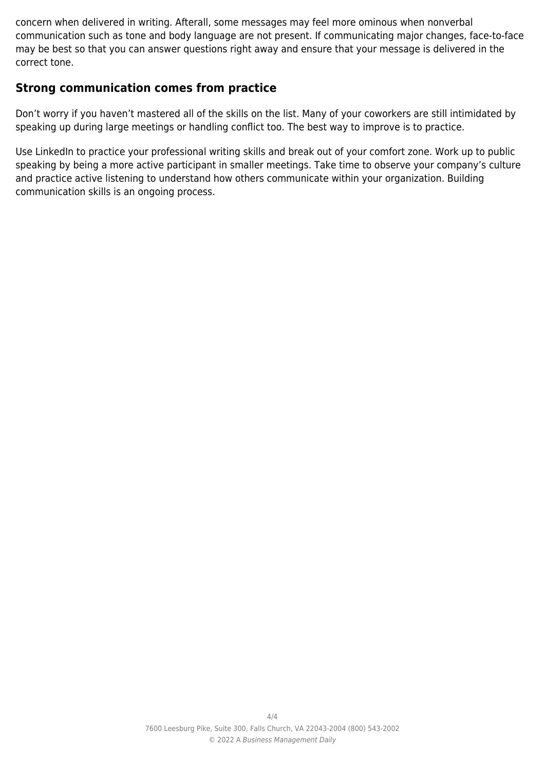concern when delivered in writing. Afterall, some messages may feel more ominous when nonverbal communication such as tone and body language are not present. If communicating major changes, face-to-face may be best so that you can answer questions right away and ensure that your message is delivered in the correct tone.

## Strong communication comes from practice

Don't worry if you haven't mastered all of the skills on the list. Many of your coworkers are still intimidated by speaking up during large meetings or handling conflict too. The best way to improve is to practice.

Use LinkedIn to practice your professional writing skills and break out of your comfort zone. Work up to public speaking by being a more active participant in smaller meetings. Take time to observe your company's culture and practice active listening to understand how others communicate within your organization. Building communication skills is an ongoing process.